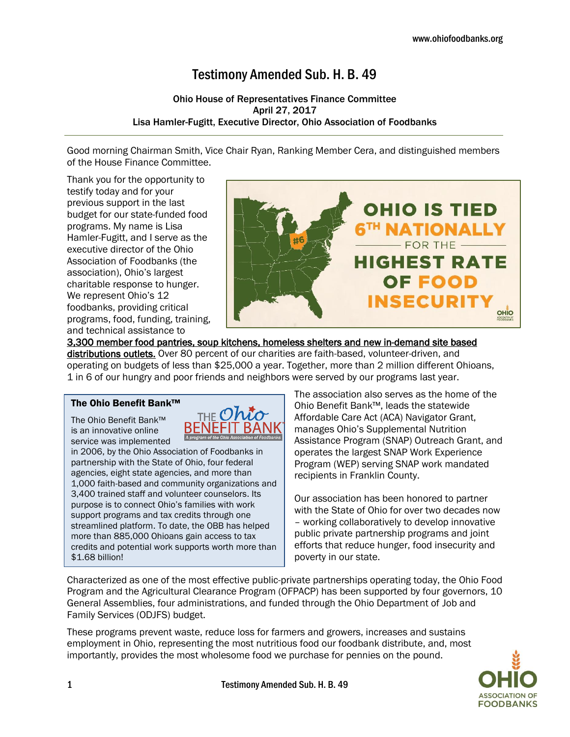# Testimony Amended Sub. H. B. 49

**Ohio House of Representatives Finance Committee**
**April 27, 2017**
**Lisa Hamler-Fugitt, Executive Director, Ohio Association of Foodbanks**

Good morning Chairman Smith, Vice Chair Ryan, Ranking Member Cera, and distinguished members of the House Finance Committee.

Thank you for the opportunity to testify today and for your previous support in the last budget for our state-funded food programs. My name is Lisa Hamler-Fugitt, and I serve as the executive director of the Ohio Association of Foodbanks (the association), Ohio's largest charitable response to hunger. We represent Ohio's 12 foodbanks, providing critical programs, food, funding, training, and technical assistance to 3,300 member food pantries, soup kitchens, homeless shelters and new in-demand site based distributions outlets. Over 80 percent of our charities are faith-based, volunteer-driven, and operating on budgets of less than $25,000 a year. Together, more than 2 million different Ohioans, 1 in 6 of our hungry and poor friends and neighbors were served by our programs last year.

OHIO IS TIED 6TH NATIONALLY FOR THE HIGHEST RATE OF FOOD INSECURITY

> **The Ohio Benefit Bank™**
>
> The Ohio Benefit Bank™ is an innovative online service was implemented in 2006, by the Ohio Association of Foodbanks in partnership with the State of Ohio, four federal agencies, eight state agencies, and more than 1,000 faith-based and community organizations and 3,400 trained staff and volunteer counselors. Its purpose is to connect Ohio's families with work support programs and tax credits through one streamlined platform. To date, the OBB has helped more than 885,000 Ohioans gain access to tax credits and potential work supports worth more than $1.68 billion!

The association also serves as the home of the Ohio Benefit Bank™, leads the statewide Affordable Care Act (ACA) Navigator Grant, manages Ohio's Supplemental Nutrition Assistance Program (SNAP) Outreach Grant, and operates the largest SNAP Work Experience Program (WEP) serving SNAP work mandated recipients in Franklin County.

Our association has been honored to partner with the State of Ohio for over two decades now – working collaboratively to develop innovative public private partnership programs and joint efforts that reduce hunger, food insecurity and poverty in our state.

Characterized as one of the most effective public-private partnerships operating today, the Ohio Food Program and the Agricultural Clearance Program (OFPACP) has been supported by four governors, 10 General Assemblies, four administrations, and funded through the Ohio Department of Job and Family Services (ODJFS) budget.

These programs prevent waste, reduce loss for farmers and growers, increases and sustains employment in Ohio, representing the most nutritious food our foodbank distribute, and, most importantly, provides the most wholesome food we purchase for pennies on the pound.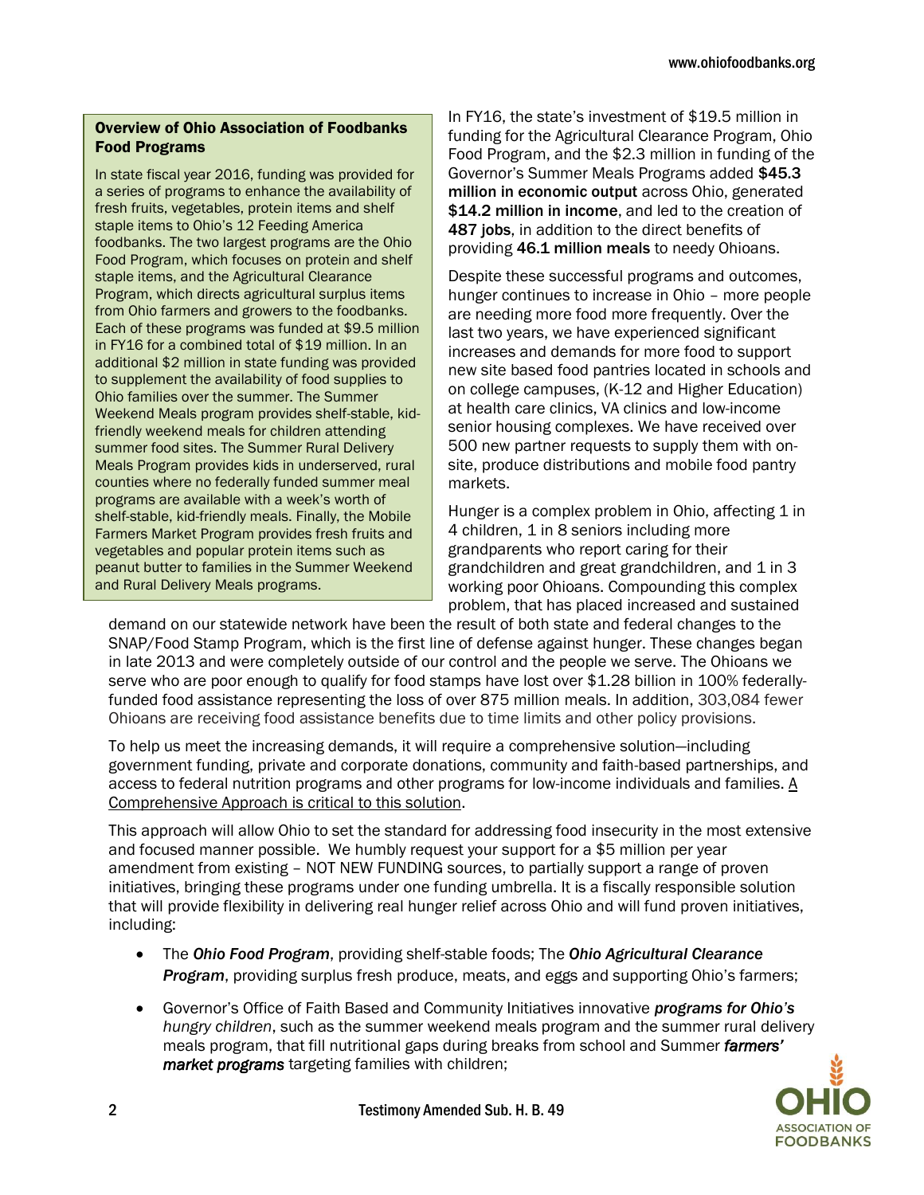### Overview of Ohio Association of Foodbanks Food Programs

In state fiscal year 2016, funding was provided for a series of programs to enhance the availability of fresh fruits, vegetables, protein items and shelf staple items to Ohio's 12 Feeding America foodbanks. The two largest programs are the Ohio Food Program, which focuses on protein and shelf staple items, and the Agricultural Clearance Program, which directs agricultural surplus items from Ohio farmers and growers to the foodbanks. Each of these programs was funded at $9.5 million in FY16 for a combined total of $19 million. In an additional $2 million in state funding was provided to supplement the availability of food supplies to Ohio families over the summer. The Summer Weekend Meals program provides shelf-stable, kid-friendly weekend meals for children attending summer food sites. The Summer Rural Delivery Meals Program provides kids in underserved, rural counties where no federally funded summer meal programs are available with a week's worth of shelf-stable, kid-friendly meals. Finally, the Mobile Farmers Market Program provides fresh fruits and vegetables and popular protein items such as peanut butter to families in the Summer Weekend and Rural Delivery Meals programs.

In FY16, the state's investment of $19.5 million in funding for the Agricultural Clearance Program, Ohio Food Program, and the $2.3 million in funding of the Governor's Summer Meals Programs added **$45.3 million in economic output** across Ohio, generated **$14.2 million in income**, and led to the creation of **487 jobs**, in addition to the direct benefits of providing **46.1 million meals** to needy Ohioans.

Despite these successful programs and outcomes, hunger continues to increase in Ohio – more people are needing more food more frequently. Over the last two years, we have experienced significant increases and demands for more food to support new site based food pantries located in schools and on college campuses, (K-12 and Higher Education) at health care clinics, VA clinics and low-income senior housing complexes. We have received over 500 new partner requests to supply them with on-site, produce distributions and mobile food pantry markets.

Hunger is a complex problem in Ohio, affecting 1 in 4 children, 1 in 8 seniors including more grandparents who report caring for their grandchildren and great grandchildren, and 1 in 3 working poor Ohioans. Compounding this complex problem, that has placed increased and sustained demand on our statewide network have been the result of both state and federal changes to the SNAP/Food Stamp Program, which is the first line of defense against hunger. These changes began in late 2013 and were completely outside of our control and the people we serve. The Ohioans we serve who are poor enough to qualify for food stamps have lost over $1.28 billion in 100% federally-funded food assistance representing the loss of over 875 million meals. In addition, 303,084 fewer Ohioans are receiving food assistance benefits due to time limits and other policy provisions.

To help us meet the increasing demands, it will require a comprehensive solution—including government funding, private and corporate donations, community and faith-based partnerships, and access to federal nutrition programs and other programs for low-income individuals and families. <u>A Comprehensive Approach is critical to this solution</u>.

This approach will allow Ohio to set the standard for addressing food insecurity in the most extensive and focused manner possible. We humbly request your support for a $5 million per year amendment from existing – NOT NEW FUNDING sources, to partially support a range of proven initiatives, bringing these programs under one funding umbrella. It is a fiscally responsible solution that will provide flexibility in delivering real hunger relief across Ohio and will fund proven initiatives, including:

- The ***Ohio Food Program***, providing shelf-stable foods; The ***Ohio Agricultural Clearance Program***, providing surplus fresh produce, meats, and eggs and supporting Ohio's farmers;
- Governor's Office of Faith Based and Community Initiatives innovative ***programs for Ohio's*** *hungry children*, such as the summer weekend meals program and the summer rural delivery meals program, that fill nutritional gaps during breaks from school and Summer ***farmers' market programs*** targeting families with children;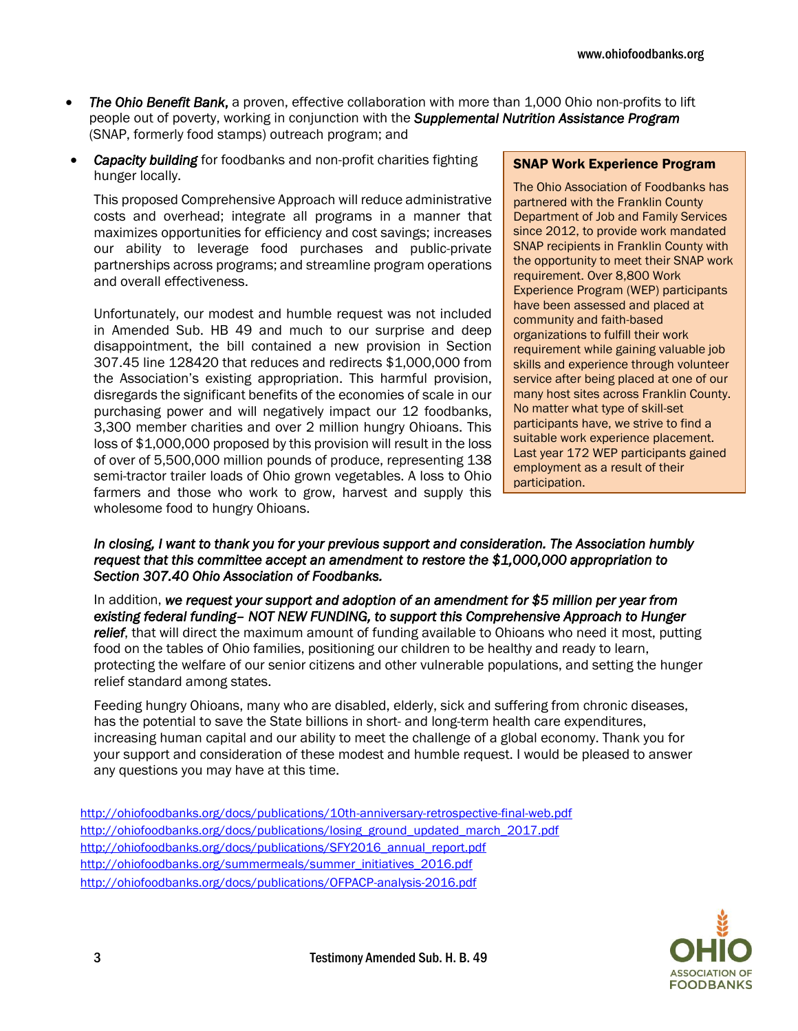- ***The Ohio Benefit Bank,*** a proven, effective collaboration with more than 1,000 Ohio non-profits to lift people out of poverty, working in conjunction with the ***Supplemental Nutrition Assistance Program*** (SNAP, formerly food stamps) outreach program; and
- ***Capacity building*** for foodbanks and non-profit charities fighting hunger locally.

This proposed Comprehensive Approach will reduce administrative costs and overhead; integrate all programs in a manner that maximizes opportunities for efficiency and cost savings; increases our ability to leverage food purchases and public-private partnerships across programs; and streamline program operations and overall effectiveness.

Unfortunately, our modest and humble request was not included in Amended Sub. HB 49 and much to our surprise and deep disappointment, the bill contained a new provision in Section 307.45 line 128420 that reduces and redirects $1,000,000 from the Association's existing appropriation. This harmful provision, disregards the significant benefits of the economies of scale in our purchasing power and will negatively impact our 12 foodbanks, 3,300 member charities and over 2 million hungry Ohioans. This loss of $1,000,000 proposed by this provision will result in the loss of over of 5,500,000 million pounds of produce, representing 138 semi-tractor trailer loads of Ohio grown vegetables. A loss to Ohio farmers and those who work to grow, harvest and supply this wholesome food to hungry Ohioans.

**SNAP Work Experience Program**

The Ohio Association of Foodbanks has partnered with the Franklin County Department of Job and Family Services since 2012, to provide work mandated SNAP recipients in Franklin County with the opportunity to meet their SNAP work requirement. Over 8,800 Work Experience Program (WEP) participants have been assessed and placed at community and faith-based organizations to fulfill their work requirement while gaining valuable job skills and experience through volunteer service after being placed at one of our many host sites across Franklin County. No matter what type of skill-set participants have, we strive to find a suitable work experience placement. Last year 172 WEP participants gained employment as a result of their participation.

***In closing, I want to thank you for your previous support and consideration. The Association humbly request that this committee accept an amendment to restore the $1,000,000 appropriation to Section 307.40 Ohio Association of Foodbanks.***

In addition, ***we request your support and adoption of an amendment for $5 million per year from existing federal funding– NOT NEW FUNDING, to support this Comprehensive Approach to Hunger relief***, that will direct the maximum amount of funding available to Ohioans who need it most, putting food on the tables of Ohio families, positioning our children to be healthy and ready to learn, protecting the welfare of our senior citizens and other vulnerable populations, and setting the hunger relief standard among states.

Feeding hungry Ohioans, many who are disabled, elderly, sick and suffering from chronic diseases, has the potential to save the State billions in short- and long-term health care expenditures, increasing human capital and our ability to meet the challenge of a global economy. Thank you for your support and consideration of these modest and humble request. I would be pleased to answer any questions you may have at this time.

http://ohiofoodbanks.org/docs/publications/10th-anniversary-retrospective-final-web.pdf
http://ohiofoodbanks.org/docs/publications/losing_ground_updated_march_2017.pdf
http://ohiofoodbanks.org/docs/publications/SFY2016_annual_report.pdf
http://ohiofoodbanks.org/summermeals/summer_initiatives_2016.pdf
http://ohiofoodbanks.org/docs/publications/OFPACP-analysis-2016.pdf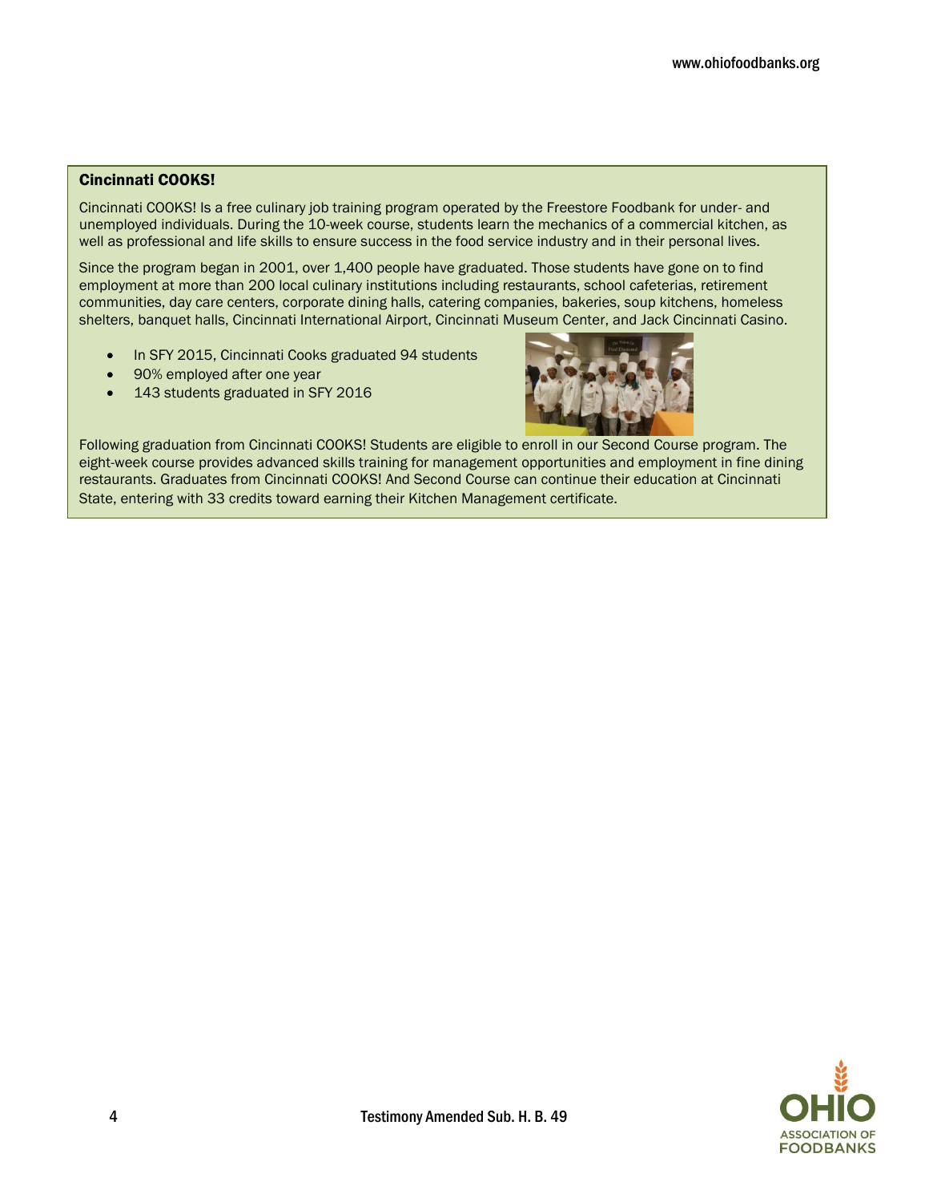## Cincinnati COOKS!

Cincinnati COOKS! Is a free culinary job training program operated by the Freestore Foodbank for under- and unemployed individuals. During the 10-week course, students learn the mechanics of a commercial kitchen, as well as professional and life skills to ensure success in the food service industry and in their personal lives.

Since the program began in 2001, over 1,400 people have graduated. Those students have gone on to find employment at more than 200 local culinary institutions including restaurants, school cafeterias, retirement communities, day care centers, corporate dining halls, catering companies, bakeries, soup kitchens, homeless shelters, banquet halls, Cincinnati International Airport, Cincinnati Museum Center, and Jack Cincinnati Casino.

- In SFY 2015, Cincinnati Cooks graduated 94 students
- 90% employed after one year
- 143 students graduated in SFY 2016

Following graduation from Cincinnati COOKS! Students are eligible to enroll in our Second Course program. The eight-week course provides advanced skills training for management opportunities and employment in fine dining restaurants. Graduates from Cincinnati COOKS! And Second Course can continue their education at Cincinnati State, entering with 33 credits toward earning their Kitchen Management certificate.